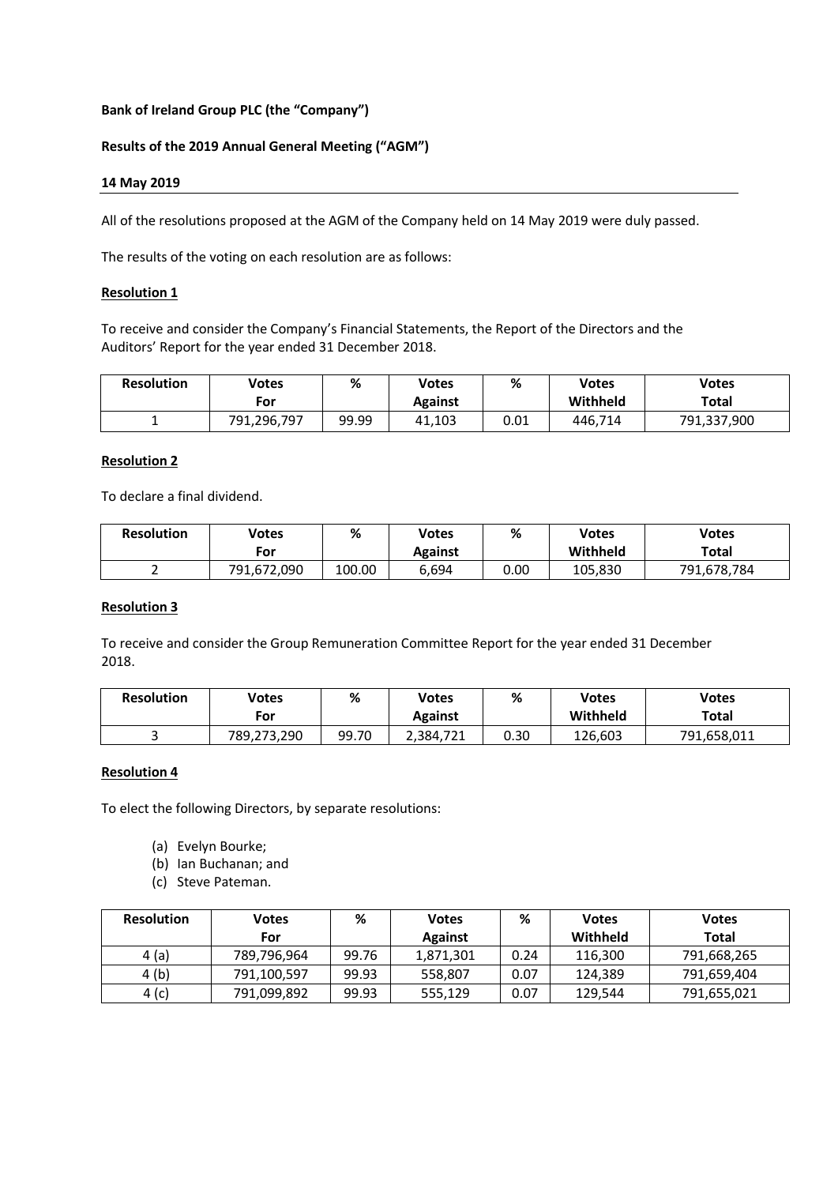**Bank of Ireland Group PLC (the "Company")**

**Results of the 2019 Annual General Meeting ("AGM")**

**14 May 2019**

All of the resolutions proposed at the AGM of the Company held on 14 May 2019 were duly passed.

The results of the voting on each resolution are as follows:

**Resolution 1**

To receive and consider the Company's Financial Statements, the Report of the Directors and the Auditors' Report for the year ended 31 December 2018.

| Resolution | Votes For | % | Votes Against | % | Votes Withheld | Votes Total |
|---|---|---|---|---|---|---|
| 1 | 791,296,797 | 99.99 | 41,103 | 0.01 | 446,714 | 791,337,900 |

**Resolution 2**

To declare a final dividend.

| Resolution | Votes For | % | Votes Against | % | Votes Withheld | Votes Total |
|---|---|---|---|---|---|---|
| 2 | 791,672,090 | 100.00 | 6,694 | 0.00 | 105,830 | 791,678,784 |

**Resolution 3**

To receive and consider the Group Remuneration Committee Report for the year ended 31 December 2018.

| Resolution | Votes For | % | Votes Against | % | Votes Withheld | Votes Total |
|---|---|---|---|---|---|---|
| 3 | 789,273,290 | 99.70 | 2,384,721 | 0.30 | 126,603 | 791,658,011 |

**Resolution 4**

To elect the following Directors, by separate resolutions:

(a) Evelyn Bourke;
(b) Ian Buchanan; and
(c) Steve Pateman.

| Resolution | Votes For | % | Votes Against | % | Votes Withheld | Votes Total |
|---|---|---|---|---|---|---|
| 4 (a) | 789,796,964 | 99.76 | 1,871,301 | 0.24 | 116,300 | 791,668,265 |
| 4 (b) | 791,100,597 | 99.93 | 558,807 | 0.07 | 124,389 | 791,659,404 |
| 4 (c) | 791,099,892 | 99.93 | 555,129 | 0.07 | 129,544 | 791,655,021 |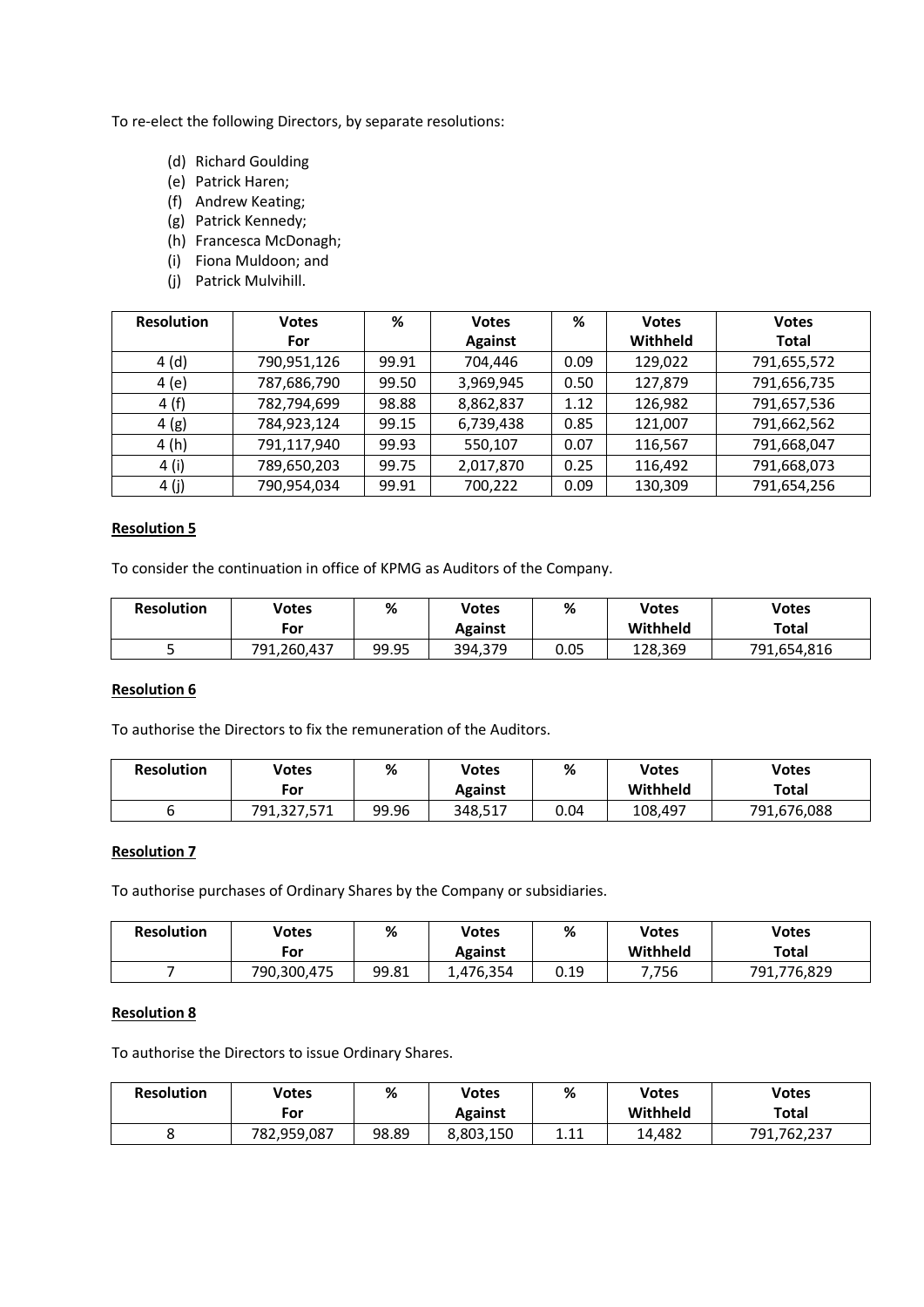To re-elect the following Directors, by separate resolutions:

(d) Richard Goulding
(e) Patrick Haren;
(f) Andrew Keating;
(g) Patrick Kennedy;
(h) Francesca McDonagh;
(i) Fiona Muldoon; and
(j) Patrick Mulvihill.

| Resolution | Votes For | % | Votes Against | % | Votes Withheld | Votes Total |
|---|---|---|---|---|---|---|
| 4 (d) | 790,951,126 | 99.91 | 704,446 | 0.09 | 129,022 | 791,655,572 |
| 4 (e) | 787,686,790 | 99.50 | 3,969,945 | 0.50 | 127,879 | 791,656,735 |
| 4 (f) | 782,794,699 | 98.88 | 8,862,837 | 1.12 | 126,982 | 791,657,536 |
| 4 (g) | 784,923,124 | 99.15 | 6,739,438 | 0.85 | 121,007 | 791,662,562 |
| 4 (h) | 791,117,940 | 99.93 | 550,107 | 0.07 | 116,567 | 791,668,047 |
| 4 (i) | 789,650,203 | 99.75 | 2,017,870 | 0.25 | 116,492 | 791,668,073 |
| 4 (j) | 790,954,034 | 99.91 | 700,222 | 0.09 | 130,309 | 791,654,256 |

**Resolution 5**

To consider the continuation in office of KPMG as Auditors of the Company.

| Resolution | Votes For | % | Votes Against | % | Votes Withheld | Votes Total |
|---|---|---|---|---|---|---|
| 5 | 791,260,437 | 99.95 | 394,379 | 0.05 | 128,369 | 791,654,816 |

**Resolution 6**

To authorise the Directors to fix the remuneration of the Auditors.

| Resolution | Votes For | % | Votes Against | % | Votes Withheld | Votes Total |
|---|---|---|---|---|---|---|
| 6 | 791,327,571 | 99.96 | 348,517 | 0.04 | 108,497 | 791,676,088 |

**Resolution 7**

To authorise purchases of Ordinary Shares by the Company or subsidiaries.

| Resolution | Votes For | % | Votes Against | % | Votes Withheld | Votes Total |
|---|---|---|---|---|---|---|
| 7 | 790,300,475 | 99.81 | 1,476,354 | 0.19 | 7,756 | 791,776,829 |

**Resolution 8**

To authorise the Directors to issue Ordinary Shares.

| Resolution | Votes For | % | Votes Against | % | Votes Withheld | Votes Total |
|---|---|---|---|---|---|---|
| 8 | 782,959,087 | 98.89 | 8,803,150 | 1.11 | 14,482 | 791,762,237 |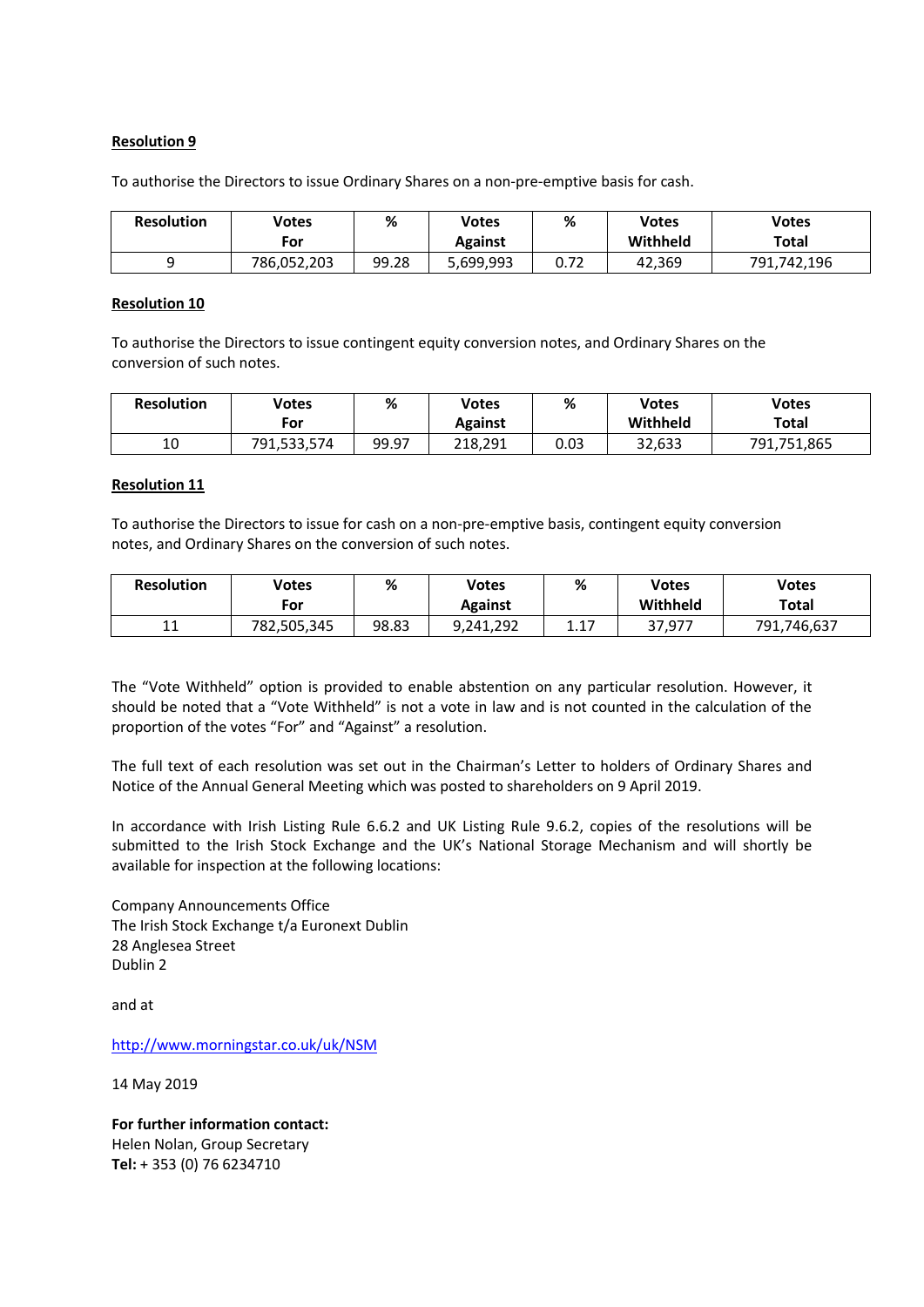**Resolution 9**

To authorise the Directors to issue Ordinary Shares on a non-pre-emptive basis for cash.

| Resolution | Votes For | % | Votes Against | % | Votes Withheld | Votes Total |
|---|---|---|---|---|---|---|
| 9 | 786,052,203 | 99.28 | 5,699,993 | 0.72 | 42,369 | 791,742,196 |

**Resolution 10**

To authorise the Directors to issue contingent equity conversion notes, and Ordinary Shares on the conversion of such notes.

| Resolution | Votes For | % | Votes Against | % | Votes Withheld | Votes Total |
|---|---|---|---|---|---|---|
| 10 | 791,533,574 | 99.97 | 218,291 | 0.03 | 32,633 | 791,751,865 |

**Resolution 11**

To authorise the Directors to issue for cash on a non-pre-emptive basis, contingent equity conversion notes, and Ordinary Shares on the conversion of such notes.

| Resolution | Votes For | % | Votes Against | % | Votes Withheld | Votes Total |
|---|---|---|---|---|---|---|
| 11 | 782,505,345 | 98.83 | 9,241,292 | 1.17 | 37,977 | 791,746,637 |

The "Vote Withheld" option is provided to enable abstention on any particular resolution. However, it should be noted that a "Vote Withheld" is not a vote in law and is not counted in the calculation of the proportion of the votes "For" and "Against" a resolution.

The full text of each resolution was set out in the Chairman's Letter to holders of Ordinary Shares and Notice of the Annual General Meeting which was posted to shareholders on 9 April 2019.

In accordance with Irish Listing Rule 6.6.2 and UK Listing Rule 9.6.2, copies of the resolutions will be submitted to the Irish Stock Exchange and the UK's National Storage Mechanism and will shortly be available for inspection at the following locations:

Company Announcements Office
The Irish Stock Exchange t/a Euronext Dublin
28 Anglesea Street
Dublin 2

and at

http://www.morningstar.co.uk/uk/NSM

14 May 2019

**For further information contact:**
Helen Nolan, Group Secretary
**Tel:** + 353 (0) 76 6234710